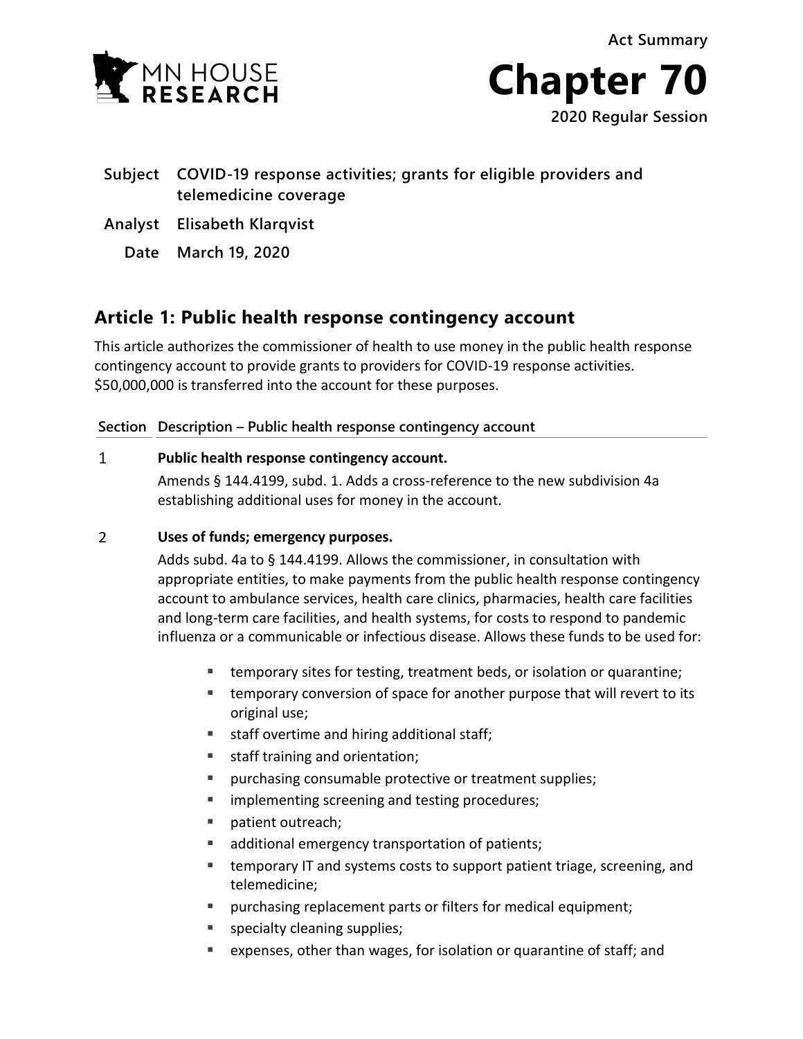Act Summary

# Chapter 70

2020 Regular Session

**Subject** COVID-19 response activities; grants for eligible providers and telemedicine coverage

**Analyst** Elisabeth Klarqvist

**Date** March 19, 2020

## Article 1: Public health response contingency account

This article authorizes the commissioner of health to use money in the public health response contingency account to provide grants to providers for COVID-19 response activities. $50,000,000 is transferred into the account for these purposes.

| Section | Description – Public health response contingency account |
|---|---|
| 1 | **Public health response contingency account.** Amends § 144.4199, subd. 1. Adds a cross-reference to the new subdivision 4a establishing additional uses for money in the account. |
| 2 | **Uses of funds; emergency purposes.** Adds subd. 4a to § 144.4199. Allows the commissioner, in consultation with appropriate entities, to make payments from the public health response contingency account to ambulance services, health care clinics, pharmacies, health care facilities and long-term care facilities, and health systems, for costs to respond to pandemic influenza or a communicable or infectious disease. Allows these funds to be used for:<br>▪ temporary sites for testing, treatment beds, or isolation or quarantine;<br>▪ temporary conversion of space for another purpose that will revert to its original use;<br>▪ staff overtime and hiring additional staff;<br>▪ staff training and orientation;<br>▪ purchasing consumable protective or treatment supplies;<br>▪ implementing screening and testing procedures;<br>▪ patient outreach;<br>▪ additional emergency transportation of patients;<br>▪ temporary IT and systems costs to support patient triage, screening, and telemedicine;<br>▪ purchasing replacement parts or filters for medical equipment;<br>▪ specialty cleaning supplies;<br>▪ expenses, other than wages, for isolation or quarantine of staff; and |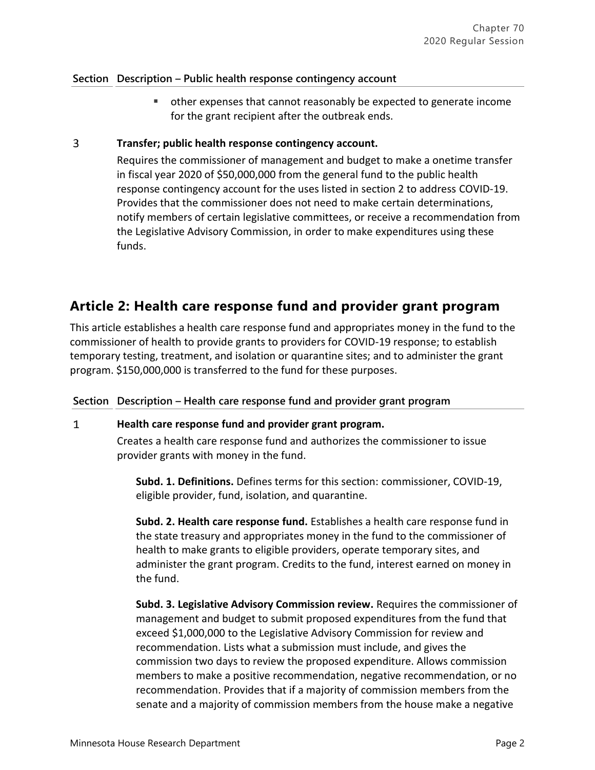| Section | Description – Public health response contingency account |
|---|---|
| | ▪ other expenses that cannot reasonably be expected to generate income for the grant recipient after the outbreak ends. |
| 3 | **Transfer; public health response contingency account.** Requires the commissioner of management and budget to make a onetime transfer in fiscal year 2020 of $50,000,000 from the general fund to the public health response contingency account for the uses listed in section 2 to address COVID-19. Provides that the commissioner does not need to make certain determinations, notify members of certain legislative committees, or receive a recommendation from the Legislative Advisory Commission, in order to make expenditures using these funds. |

## Article 2: Health care response fund and provider grant program

This article establishes a health care response fund and appropriates money in the fund to the commissioner of health to provide grants to providers for COVID-19 response; to establish temporary testing, treatment, and isolation or quarantine sites; and to administer the grant program. $150,000,000 is transferred to the fund for these purposes.

| Section | Description – Health care response fund and provider grant program |
|---|---|
| 1 | **Health care response fund and provider grant program.** Creates a health care response fund and authorizes the commissioner to issue provider grants with money in the fund.<br><br>**Subd. 1. Definitions.** Defines terms for this section: commissioner, COVID-19, eligible provider, fund, isolation, and quarantine.<br><br>**Subd. 2. Health care response fund.** Establishes a health care response fund in the state treasury and appropriates money in the fund to the commissioner of health to make grants to eligible providers, operate temporary sites, and administer the grant program. Credits to the fund, interest earned on money in the fund.<br><br>**Subd. 3. Legislative Advisory Commission review.** Requires the commissioner of management and budget to submit proposed expenditures from the fund that exceed $1,000,000 to the Legislative Advisory Commission for review and recommendation. Lists what a submission must include, and gives the commission two days to review the proposed expenditure. Allows commission members to make a positive recommendation, negative recommendation, or no recommendation. Provides that if a majority of commission members from the senate and a majority of commission members from the house make a negative |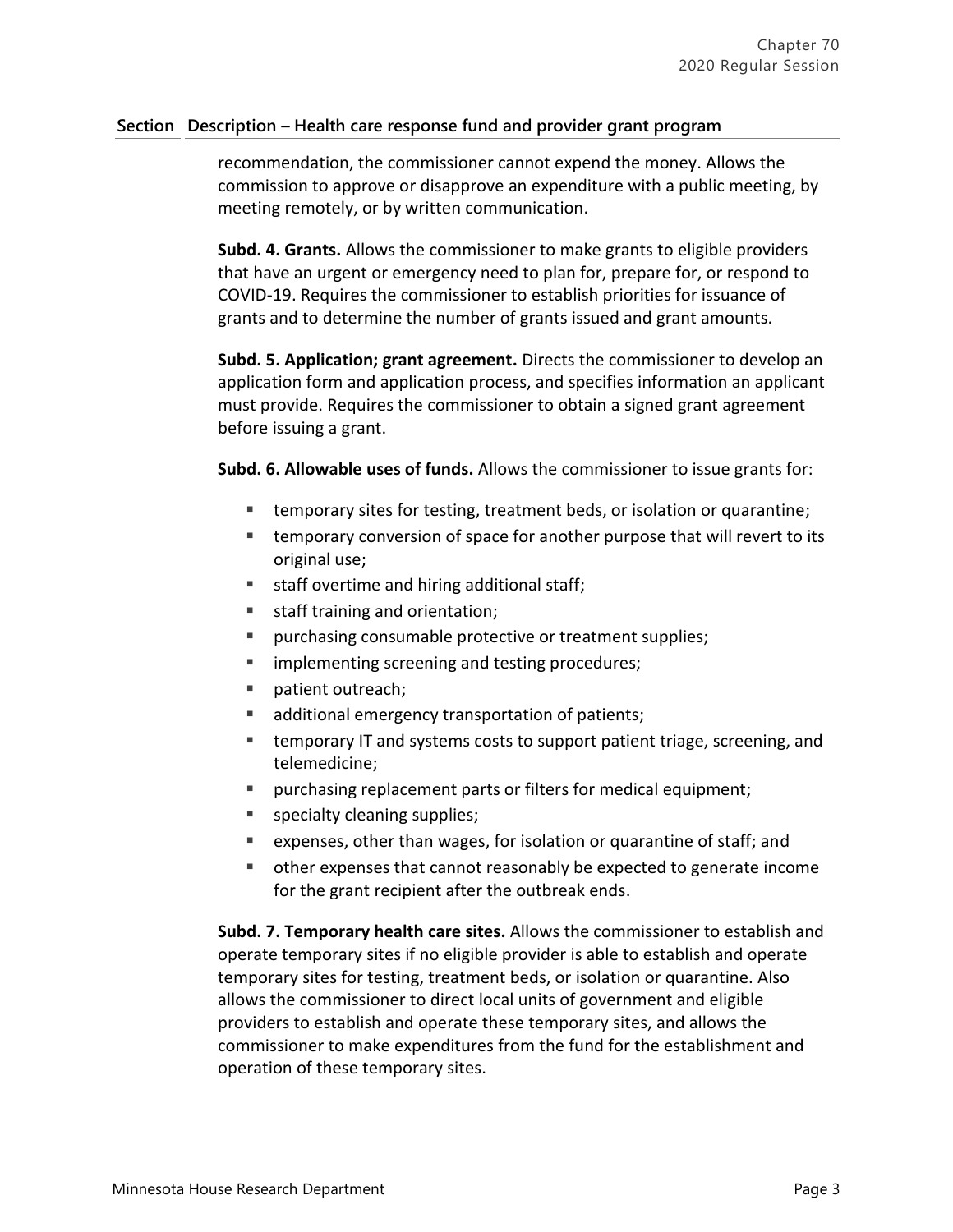| Section | Description – Health care response fund and provider grant program |
|---|---|

recommendation, the commissioner cannot expend the money. Allows the commission to approve or disapprove an expenditure with a public meeting, by meeting remotely, or by written communication.

**Subd. 4. Grants.** Allows the commissioner to make grants to eligible providers that have an urgent or emergency need to plan for, prepare for, or respond to COVID-19. Requires the commissioner to establish priorities for issuance of grants and to determine the number of grants issued and grant amounts.

**Subd. 5. Application; grant agreement.** Directs the commissioner to develop an application form and application process, and specifies information an applicant must provide. Requires the commissioner to obtain a signed grant agreement before issuing a grant.

**Subd. 6. Allowable uses of funds.** Allows the commissioner to issue grants for:

- temporary sites for testing, treatment beds, or isolation or quarantine;
- temporary conversion of space for another purpose that will revert to its original use;
- staff overtime and hiring additional staff;
- staff training and orientation;
- purchasing consumable protective or treatment supplies;
- implementing screening and testing procedures;
- patient outreach;
- additional emergency transportation of patients;
- temporary IT and systems costs to support patient triage, screening, and telemedicine;
- purchasing replacement parts or filters for medical equipment;
- specialty cleaning supplies;
- expenses, other than wages, for isolation or quarantine of staff; and
- other expenses that cannot reasonably be expected to generate income for the grant recipient after the outbreak ends.

**Subd. 7. Temporary health care sites.** Allows the commissioner to establish and operate temporary sites if no eligible provider is able to establish and operate temporary sites for testing, treatment beds, or isolation or quarantine. Also allows the commissioner to direct local units of government and eligible providers to establish and operate these temporary sites, and allows the commissioner to make expenditures from the fund for the establishment and operation of these temporary sites.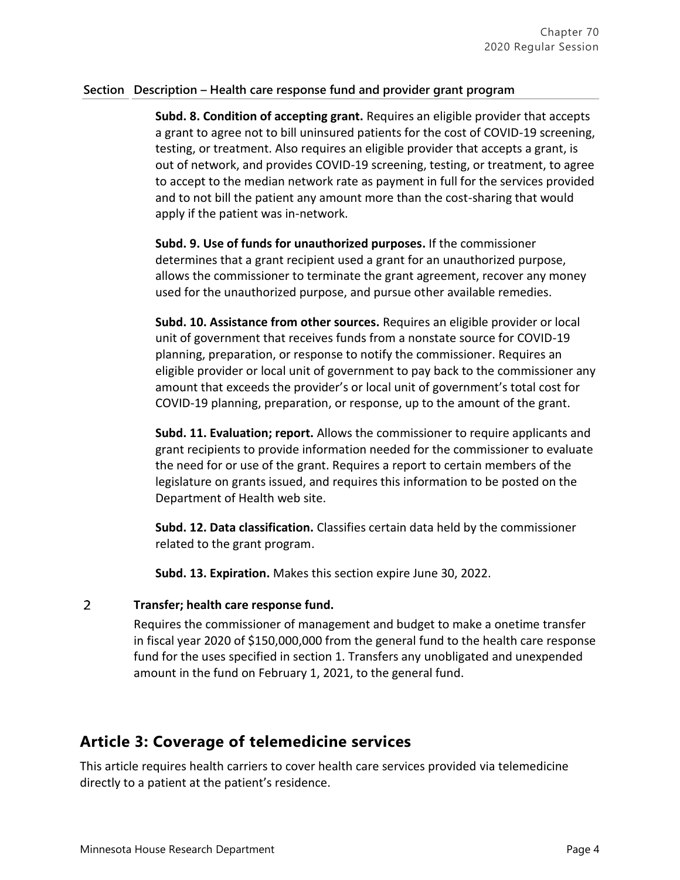| Section | Description – Health care response fund and provider grant program |
|---|---|
| | **Subd. 8. Condition of accepting grant.** Requires an eligible provider that accepts a grant to agree not to bill uninsured patients for the cost of COVID-19 screening, testing, or treatment. Also requires an eligible provider that accepts a grant, is out of network, and provides COVID-19 screening, testing, or treatment, to agree to accept to the median network rate as payment in full for the services provided and to not bill the patient any amount more than the cost-sharing that would apply if the patient was in-network.<br><br>**Subd. 9. Use of funds for unauthorized purposes.** If the commissioner determines that a grant recipient used a grant for an unauthorized purpose, allows the commissioner to terminate the grant agreement, recover any money used for the unauthorized purpose, and pursue other available remedies.<br><br>**Subd. 10. Assistance from other sources.** Requires an eligible provider or local unit of government that receives funds from a nonstate source for COVID-19 planning, preparation, or response to notify the commissioner. Requires an eligible provider or local unit of government to pay back to the commissioner any amount that exceeds the provider's or local unit of government's total cost for COVID-19 planning, preparation, or response, up to the amount of the grant.<br><br>**Subd. 11. Evaluation; report.** Allows the commissioner to require applicants and grant recipients to provide information needed for the commissioner to evaluate the need for or use of the grant. Requires a report to certain members of the legislature on grants issued, and requires this information to be posted on the Department of Health web site.<br><br>**Subd. 12. Data classification.** Classifies certain data held by the commissioner related to the grant program.<br><br>**Subd. 13. Expiration.** Makes this section expire June 30, 2022. |
| 2 | **Transfer; health care response fund.**<br><br>Requires the commissioner of management and budget to make a onetime transfer in fiscal year 2020 of $150,000,000 from the general fund to the health care response fund for the uses specified in section 1. Transfers any unobligated and unexpended amount in the fund on February 1, 2021, to the general fund. |

## Article 3: Coverage of telemedicine services

This article requires health carriers to cover health care services provided via telemedicine directly to a patient at the patient's residence.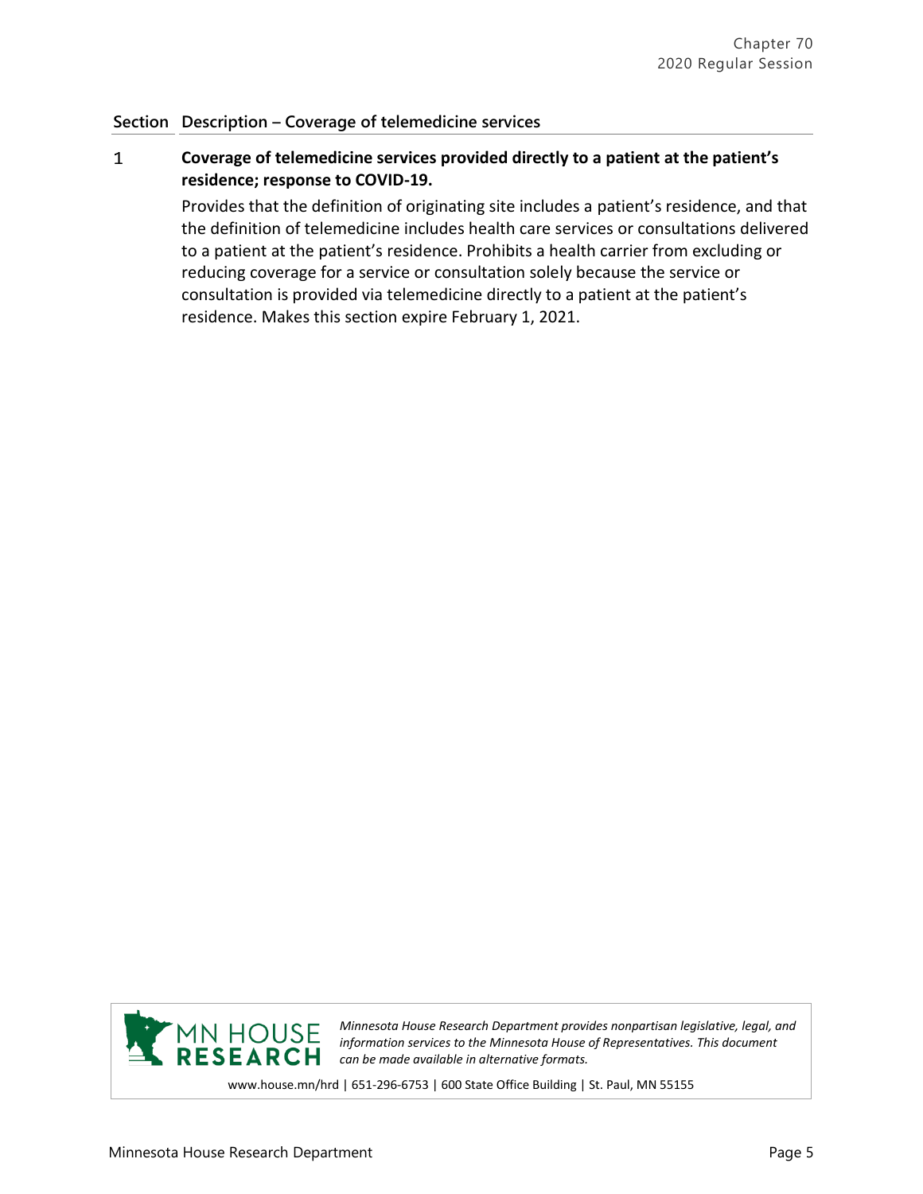| Section | Description – Coverage of telemedicine services |
|---|---|
| 1 | **Coverage of telemedicine services provided directly to a patient at the patient's residence; response to COVID-19.** Provides that the definition of originating site includes a patient's residence, and that the definition of telemedicine includes health care services or consultations delivered to a patient at the patient's residence. Prohibits a health carrier from excluding or reducing coverage for a service or consultation solely because the service or consultation is provided via telemedicine directly to a patient at the patient's residence. Makes this section expire February 1, 2021. |

MN HOUSE RESEARCH

*Minnesota House Research Department provides nonpartisan legislative, legal, and information services to the Minnesota House of Representatives. This document can be made available in alternative formats.*

www.house.mn/hrd | 651-296-6753 | 600 State Office Building | St. Paul, MN 55155